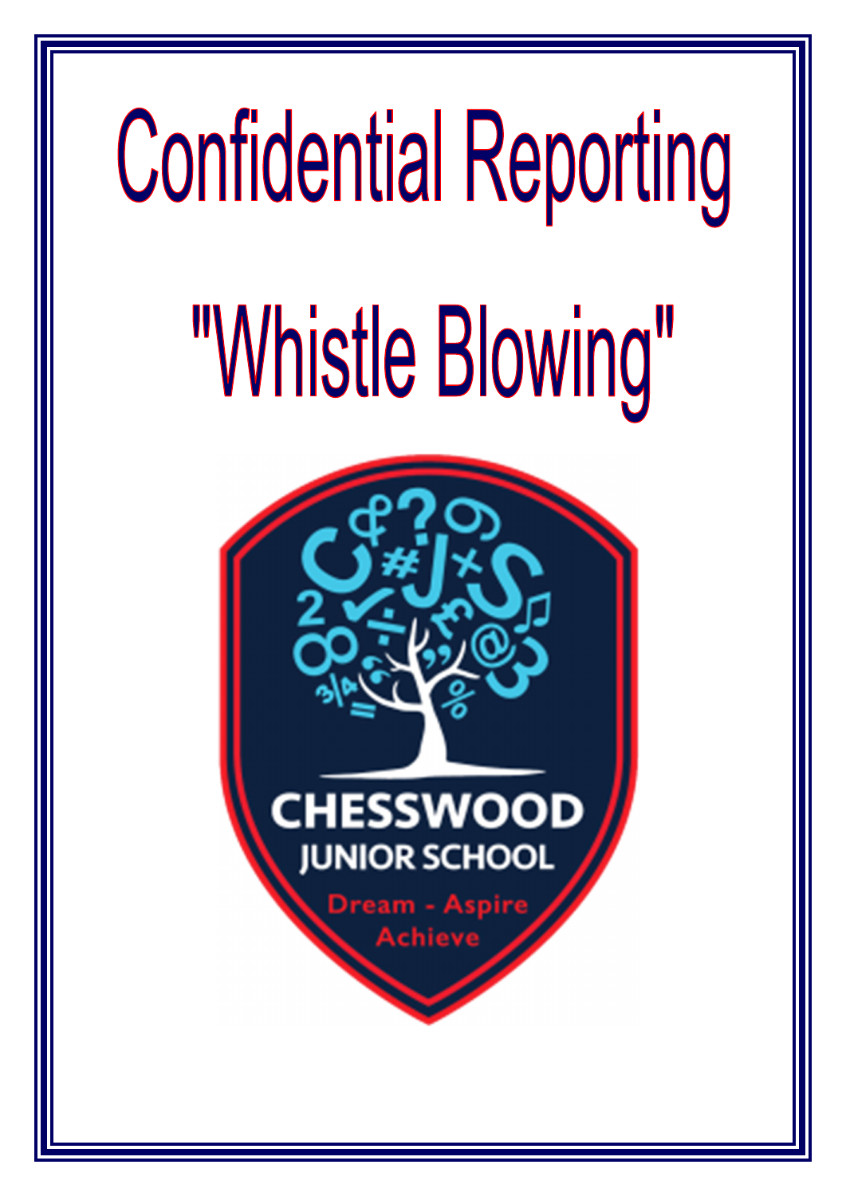# Confidential Reporting

# "Whistle Blowing"

CHESSWOOD
JUNIOR SCHOOL
Dream - Aspire
Achieve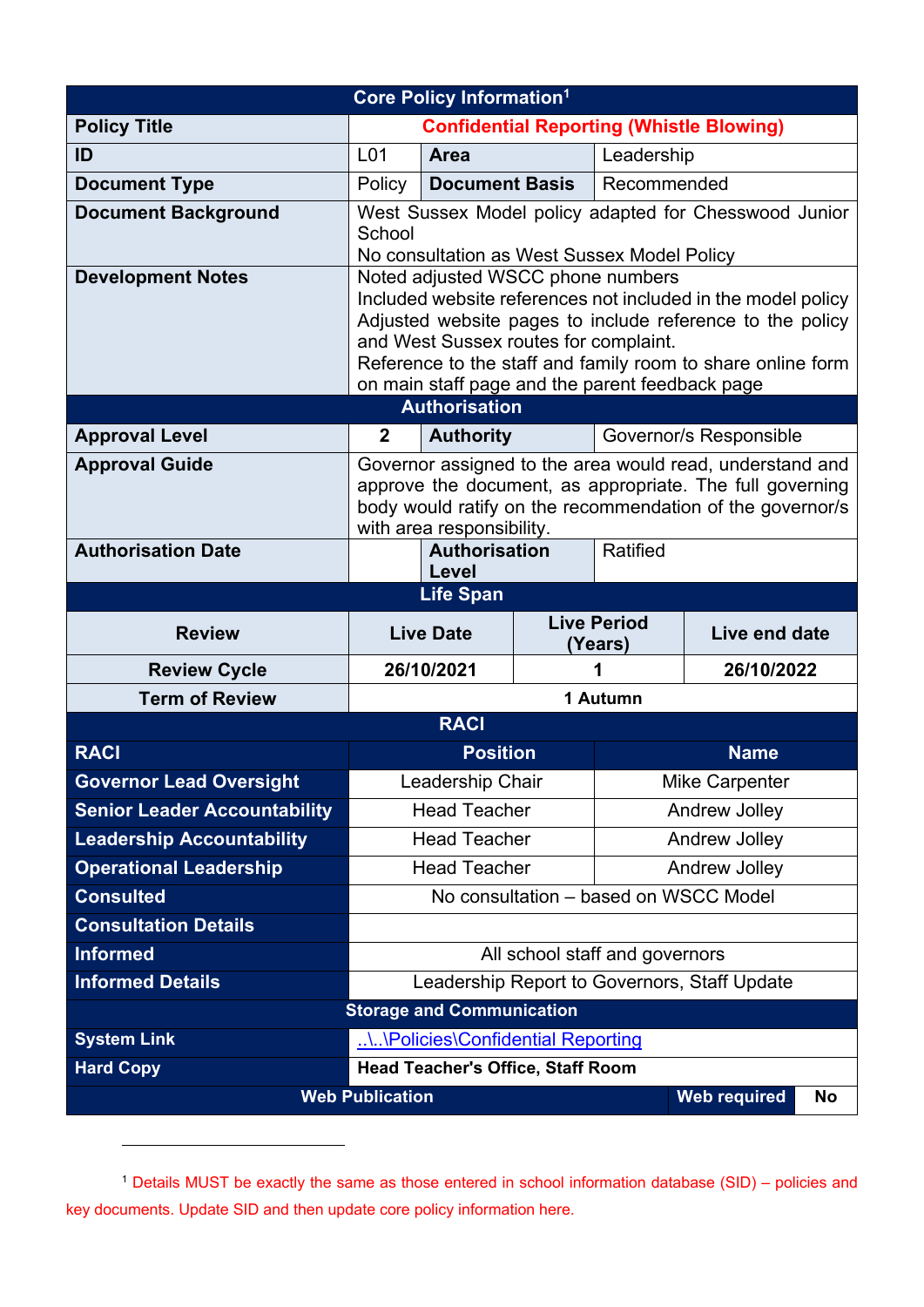| Core Policy Information[1] | | | |
|---|---|---|---|
| **Policy Title** | **Confidential Reporting (Whistle Blowing)** | | |
| **ID** | L01 | **Area** | Leadership |
| **Document Type** | Policy | **Document Basis** | Recommended |
| **Document Background** | West Sussex Model policy adapted for Chesswood Junior School<br>No consultation as West Sussex Model Policy | | |
| **Development Notes** | Noted adjusted WSCC phone numbers<br>Included website references not included in the model policy<br>Adjusted website pages to include reference to the policy and West Sussex routes for complaint.<br>Reference to the staff and family room to share online form on main staff page and the parent feedback page | | |
| **Authorisation** | | | |
| **Approval Level** | **2** | **Authority** | Governor/s Responsible |
| **Approval Guide** | Governor assigned to the area would read, understand and approve the document, as appropriate. The full governing body would ratify on the recommendation of the governor/s with area responsibility. | | |
| **Authorisation Date** | | **Authorisation Level** | Ratified |

| Life Span | | | |
|---|---|---|---|
| **Review** | **Live Date** | **Live Period (Years)** | **Live end date** |
| **Review Cycle** | **26/10/2021** | **1** | **26/10/2022** |
| **Term of Review** | **1 Autumn** | | |

| RACI | | |
|---|---|---|
| **RACI** | **Position** | **Name** |
| **Governor Lead Oversight** | Leadership Chair | Mike Carpenter |
| **Senior Leader Accountability** | Head Teacher | Andrew Jolley |
| **Leadership Accountability** | Head Teacher | Andrew Jolley |
| **Operational Leadership** | Head Teacher | Andrew Jolley |
| **Consulted** | No consultation – based on WSCC Model | |
| **Consultation Details** | | |
| **Informed** | All school staff and governors | |
| **Informed Details** | Leadership Report to Governors, Staff Update | |

| Storage and Communication | | | |
|---|---|---|---|
| **System Link** | ..\..\Policies\Confidential Reporting | | |
| **Hard Copy** | **Head Teacher's Office, Staff Room** | | |
| **Web Publication** | | **Web required** | **No** |

[1] Details MUST be exactly the same as those entered in school information database (SID) – policies and key documents. Update SID and then update core policy information here.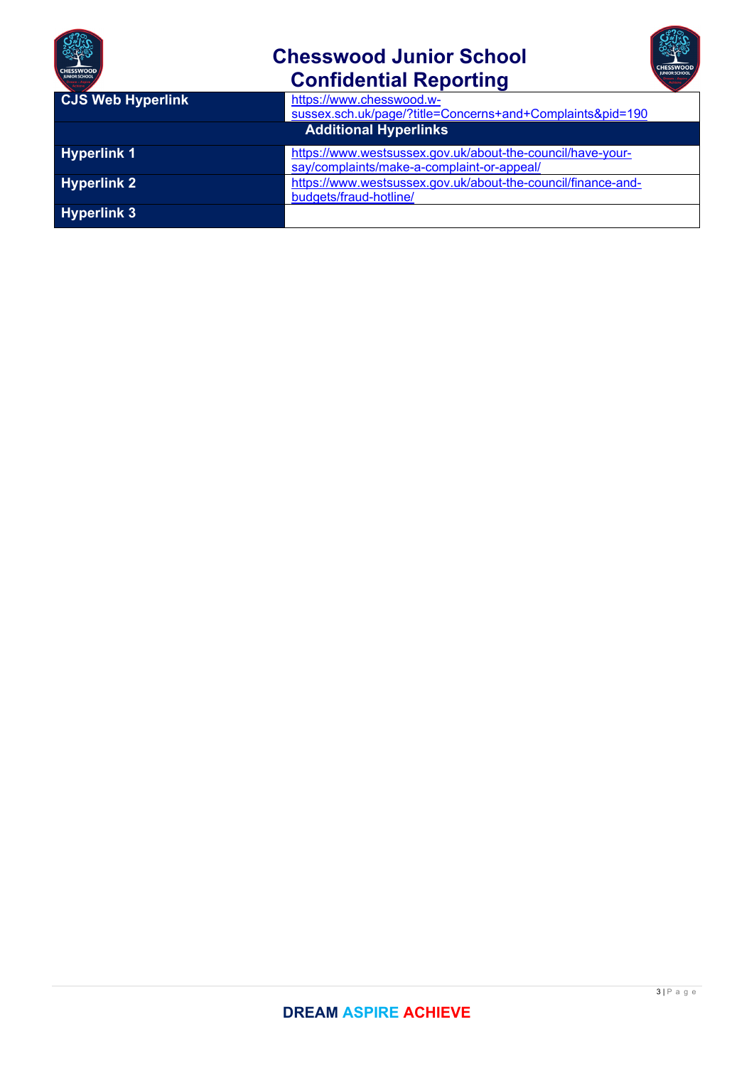| CJS Web Hyperlink | https://www.chesswood.w-sussex.sch.uk/page/?title=Concerns+and+Complaints&pid=190 |
|---|---|
| **Additional Hyperlinks** | |
| Hyperlink 1 | https://www.westsussex.gov.uk/about-the-council/have-your-say/complaints/make-a-complaint-or-appeal/ |
| Hyperlink 2 | https://www.westsussex.gov.uk/about-the-council/finance-and-budgets/fraud-hotline/ |
| Hyperlink 3 | |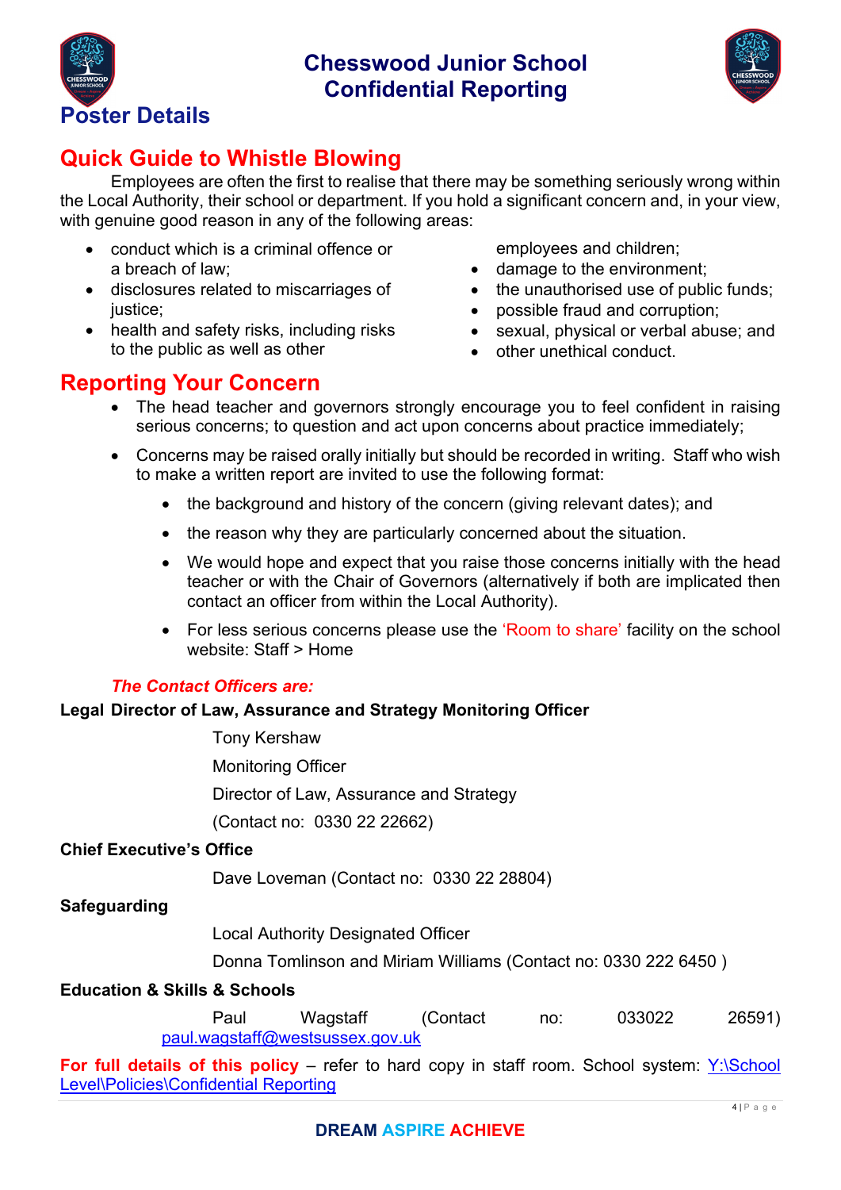# Chesswood Junior School Confidential Reporting

## Poster Details

## Quick Guide to Whistle Blowing

Employees are often the first to realise that there may be something seriously wrong within the Local Authority, their school or department. If you hold a significant concern and, in your view, with genuine good reason in any of the following areas:

- conduct which is a criminal offence or a breach of law;
- disclosures related to miscarriages of justice;
- health and safety risks, including risks to the public as well as other employees and children;
- damage to the environment;
- the unauthorised use of public funds;
- possible fraud and corruption;
- sexual, physical or verbal abuse; and
- other unethical conduct.

## Reporting Your Concern

- The head teacher and governors strongly encourage you to feel confident in raising serious concerns; to question and act upon concerns about practice immediately;
- Concerns may be raised orally initially but should be recorded in writing. Staff who wish to make a written report are invited to use the following format:
  - the background and history of the concern (giving relevant dates); and
  - the reason why they are particularly concerned about the situation.
  - We would hope and expect that you raise those concerns initially with the head teacher or with the Chair of Governors (alternatively if both are implicated then contact an officer from within the Local Authority).
  - For less serious concerns please use the 'Room to share' facility on the school website: Staff > Home

***The Contact Officers are:***

**Legal Director of Law, Assurance and Strategy Monitoring Officer**

Tony Kershaw
Monitoring Officer
Director of Law, Assurance and Strategy
(Contact no: 0330 22 22662)

**Chief Executive's Office**

Dave Loveman (Contact no: 0330 22 28804)

**Safeguarding**

Local Authority Designated Officer
Donna Tomlinson and Miriam Williams (Contact no: 0330 222 6450 )

**Education & Skills & Schools**

Paul Wagstaff (Contact no: 033022 26591) paul.wagstaff@westsussex.gov.uk

**For full details of this policy** – refer to hard copy in staff room. School system: Y:\School Level\Policies\Confidential Reporting

**DREAM ASPIRE ACHIEVE**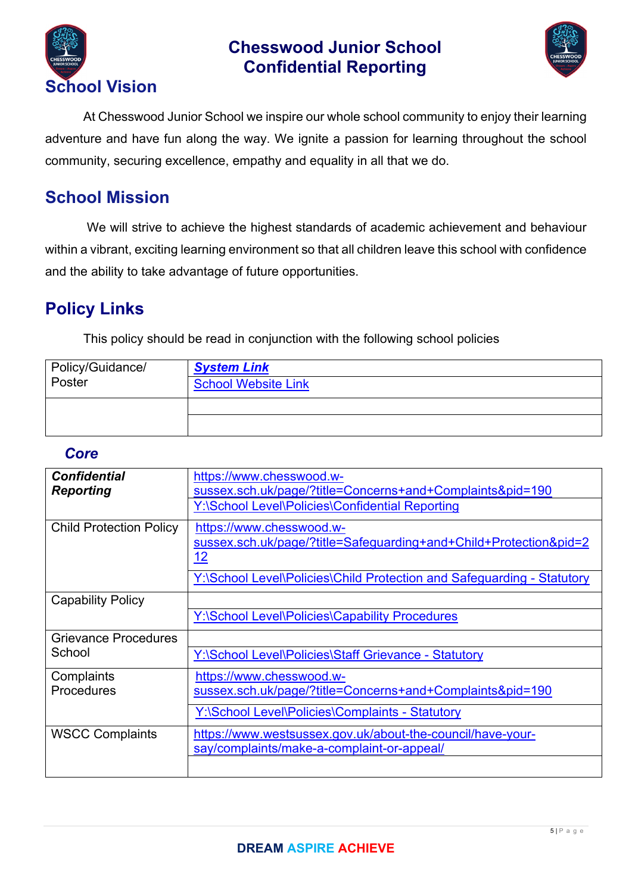# Chesswood Junior School Confidential Reporting

## School Vision

At Chesswood Junior School we inspire our whole school community to enjoy their learning adventure and have fun along the way. We ignite a passion for learning throughout the school community, securing excellence, empathy and equality in all that we do.

## School Mission

We will strive to achieve the highest standards of academic achievement and behaviour within a vibrant, exciting learning environment so that all children leave this school with confidence and the ability to take advantage of future opportunities.

## Policy Links

This policy should be read in conjunction with the following school policies

| Policy/Guidance/ Poster | ***System Link*** |
|---|---|
| | School Website Link |
| | |
| | |

### *Core*

| ***Confidential Reporting*** | https://www.chesswood.w-sussex.sch.uk/page/?title=Concerns+and+Complaints&pid=190 |
|---|---|
| | Y:\School Level\Policies\Confidential Reporting |
| Child Protection Policy | https://www.chesswood.w-sussex.sch.uk/page/?title=Safeguarding+and+Child+Protection&pid=212 |
| | Y:\School Level\Policies\Child Protection and Safeguarding - Statutory |
| Capability Policy | |
| | Y:\School Level\Policies\Capability Procedures |
| Grievance Procedures School | |
| | Y:\School Level\Policies\Staff Grievance - Statutory |
| Complaints Procedures | https://www.chesswood.w-sussex.sch.uk/page/?title=Concerns+and+Complaints&pid=190 |
| | Y:\School Level\Policies\Complaints - Statutory |
| WSCC Complaints | https://www.westsussex.gov.uk/about-the-council/have-your-say/complaints/make-a-complaint-or-appeal/ |
| | |

**DREAM ASPIRE ACHIEVE**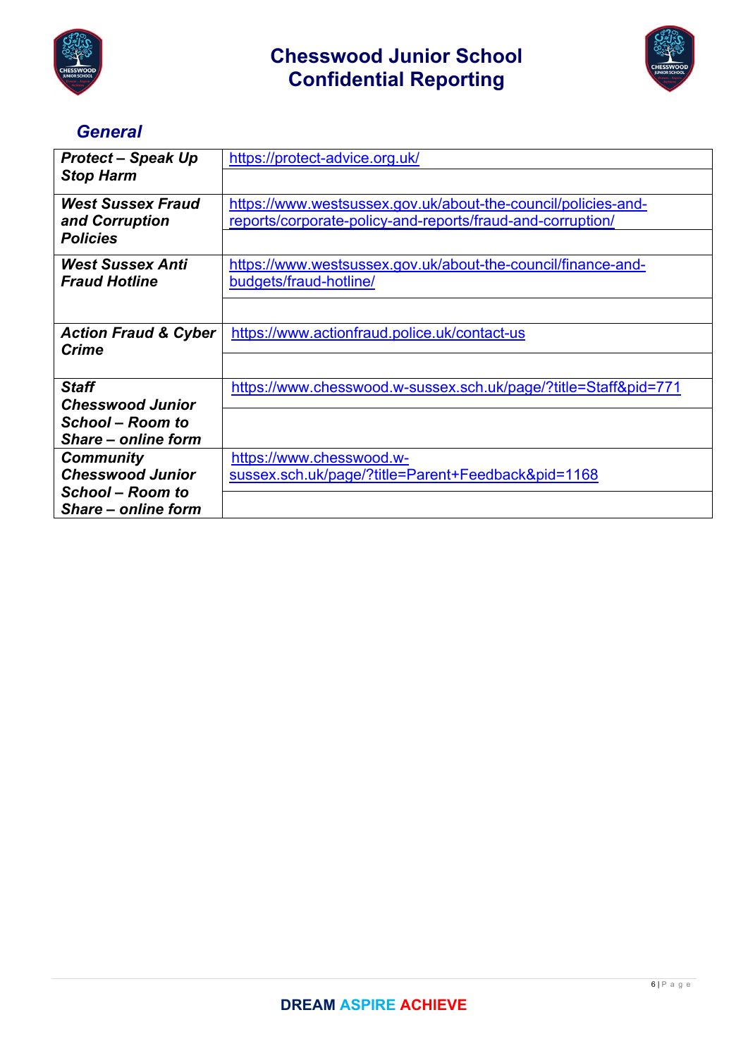## General

| | |
|---|---|
| ***Protect – Speak Up Stop Harm*** | https://protect-advice.org.uk/ |
| ***West Sussex Fraud and Corruption Policies*** | https://www.westsussex.gov.uk/about-the-council/policies-and-reports/corporate-policy-and-reports/fraud-and-corruption/ |
| ***West Sussex Anti Fraud Hotline*** | https://www.westsussex.gov.uk/about-the-council/finance-and-budgets/fraud-hotline/ |
| ***Action Fraud & Cyber Crime*** | https://www.actionfraud.police.uk/contact-us |
| ***Staff Chesswood Junior School – Room to Share – online form*** | https://www.chesswood.w-sussex.sch.uk/page/?title=Staff&pid=771 |
| ***Community Chesswood Junior School – Room to Share – online form*** | https://www.chesswood.w-sussex.sch.uk/page/?title=Parent+Feedback&pid=1168 |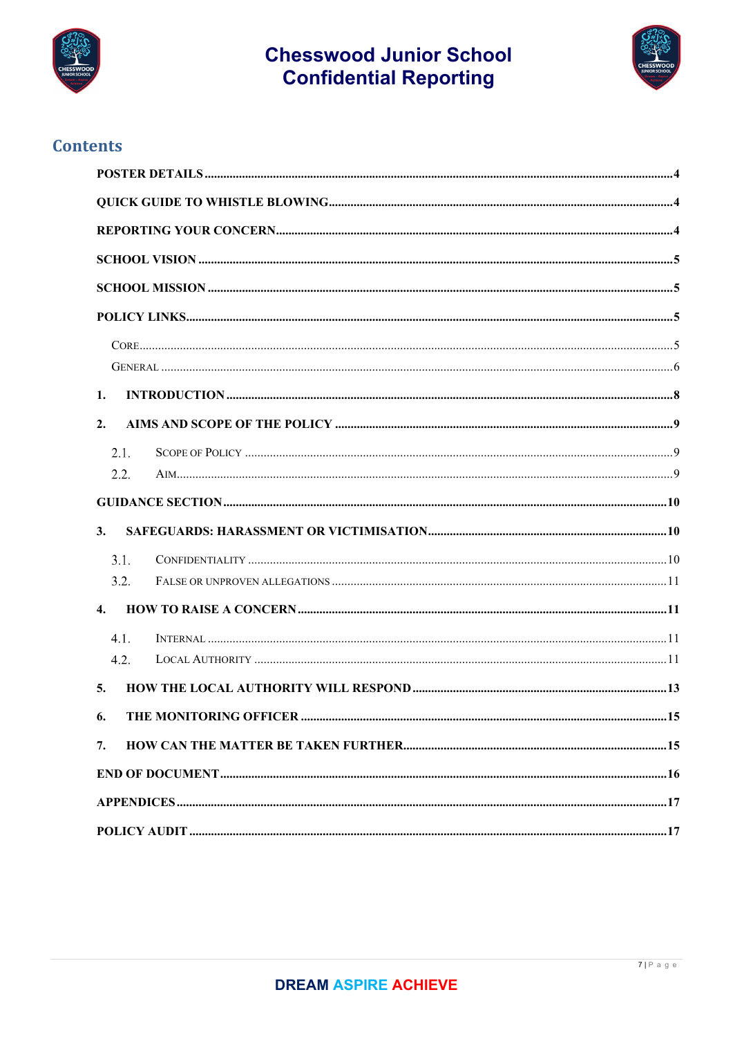# Contents

POSTER DETAILS ....................................................................4

QUICK GUIDE TO WHISTLE BLOWING ....................................................................4

REPORTING YOUR CONCERN ....................................................................4

SCHOOL VISION ....................................................................5

SCHOOL MISSION ....................................................................5

POLICY LINKS ....................................................................5

- CORE ....................................................................5
- GENERAL ....................................................................6

1. INTRODUCTION ....................................................................8

2. AIMS AND SCOPE OF THE POLICY ....................................................................9

   2.1. SCOPE OF POLICY ....................................................................9

   2.2. AIM ....................................................................9

GUIDANCE SECTION ....................................................................10

3. SAFEGUARDS: HARASSMENT OR VICTIMISATION ....................................................................10

   3.1. CONFIDENTIALITY ....................................................................10

   3.2. FALSE OR UNPROVEN ALLEGATIONS ....................................................................11

4. HOW TO RAISE A CONCERN ....................................................................11

   4.1. INTERNAL ....................................................................11

   4.2. LOCAL AUTHORITY ....................................................................11

5. HOW THE LOCAL AUTHORITY WILL RESPOND ....................................................................13

6. THE MONITORING OFFICER ....................................................................15

7. HOW CAN THE MATTER BE TAKEN FURTHER ....................................................................15

END OF DOCUMENT ....................................................................16

APPENDICES ....................................................................17

POLICY AUDIT ....................................................................17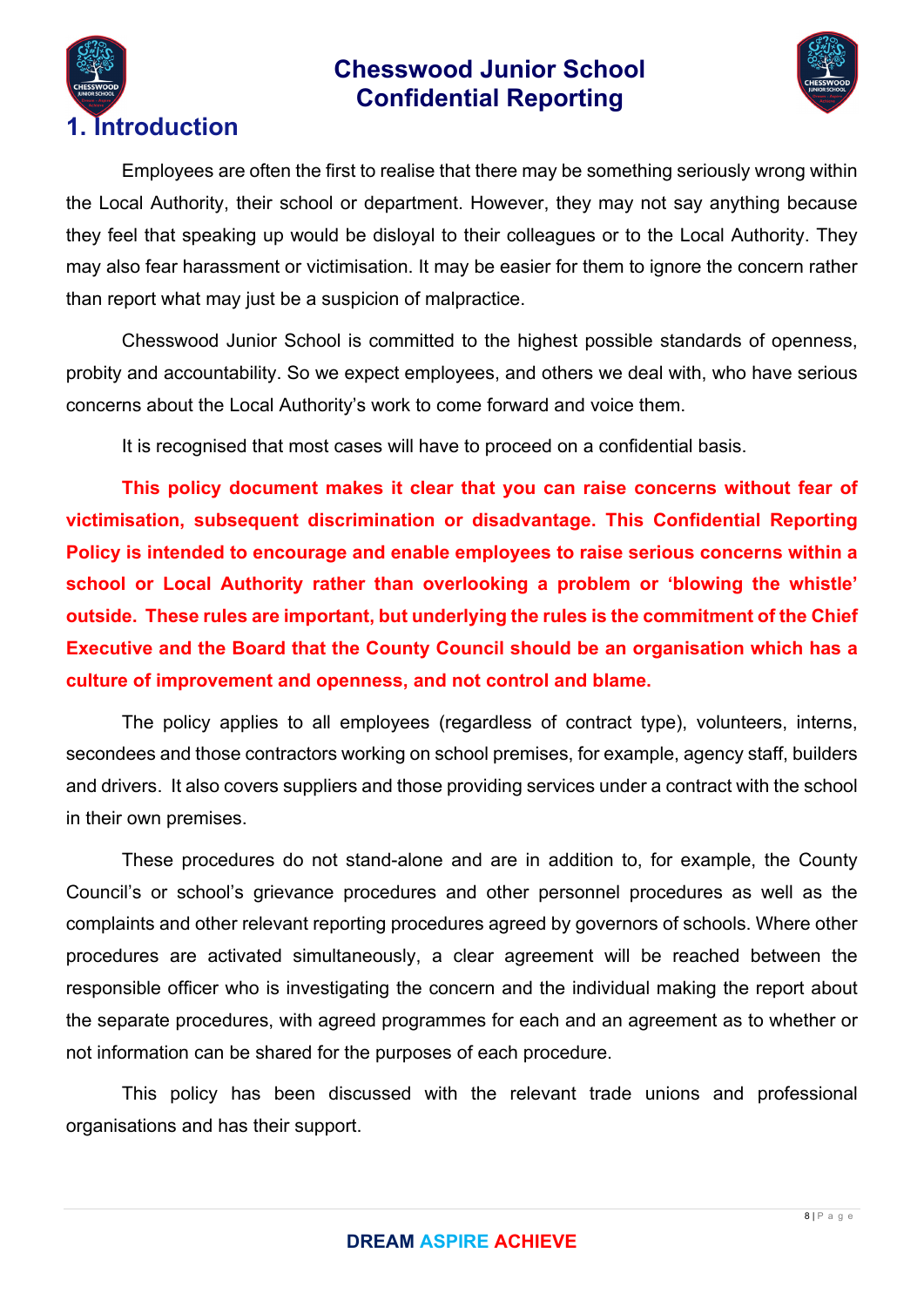# 1. Introduction

Employees are often the first to realise that there may be something seriously wrong within the Local Authority, their school or department. However, they may not say anything because they feel that speaking up would be disloyal to their colleagues or to the Local Authority. They may also fear harassment or victimisation. It may be easier for them to ignore the concern rather than report what may just be a suspicion of malpractice.

Chesswood Junior School is committed to the highest possible standards of openness, probity and accountability. So we expect employees, and others we deal with, who have serious concerns about the Local Authority's work to come forward and voice them.

It is recognised that most cases will have to proceed on a confidential basis.

**This policy document makes it clear that you can raise concerns without fear of victimisation, subsequent discrimination or disadvantage. This Confidential Reporting Policy is intended to encourage and enable employees to raise serious concerns within a school or Local Authority rather than overlooking a problem or 'blowing the whistle' outside. These rules are important, but underlying the rules is the commitment of the Chief Executive and the Board that the County Council should be an organisation which has a culture of improvement and openness, and not control and blame.**

The policy applies to all employees (regardless of contract type), volunteers, interns, secondees and those contractors working on school premises, for example, agency staff, builders and drivers. It also covers suppliers and those providing services under a contract with the school in their own premises.

These procedures do not stand-alone and are in addition to, for example, the County Council's or school's grievance procedures and other personnel procedures as well as the complaints and other relevant reporting procedures agreed by governors of schools. Where other procedures are activated simultaneously, a clear agreement will be reached between the responsible officer who is investigating the concern and the individual making the report about the separate procedures, with agreed programmes for each and an agreement as to whether or not information can be shared for the purposes of each procedure.

This policy has been discussed with the relevant trade unions and professional organisations and has their support.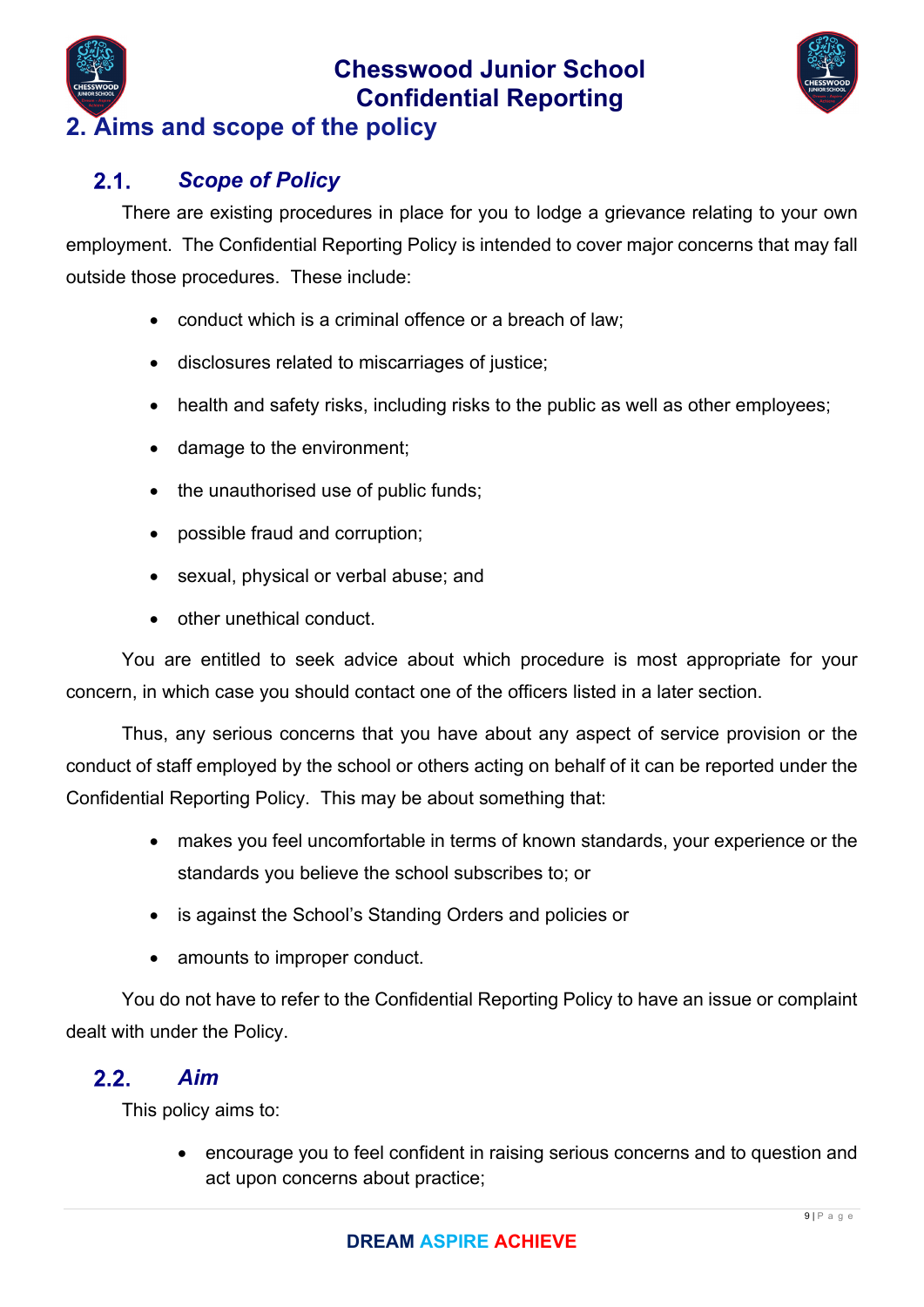## 2. Aims and scope of the policy

### 2.1. *Scope of Policy*

There are existing procedures in place for you to lodge a grievance relating to your own employment. The Confidential Reporting Policy is intended to cover major concerns that may fall outside those procedures. These include:

- conduct which is a criminal offence or a breach of law;
- disclosures related to miscarriages of justice;
- health and safety risks, including risks to the public as well as other employees;
- damage to the environment;
- the unauthorised use of public funds;
- possible fraud and corruption;
- sexual, physical or verbal abuse; and
- other unethical conduct.

You are entitled to seek advice about which procedure is most appropriate for your concern, in which case you should contact one of the officers listed in a later section.

Thus, any serious concerns that you have about any aspect of service provision or the conduct of staff employed by the school or others acting on behalf of it can be reported under the Confidential Reporting Policy. This may be about something that:

- makes you feel uncomfortable in terms of known standards, your experience or the standards you believe the school subscribes to; or
- is against the School's Standing Orders and policies or
- amounts to improper conduct.

You do not have to refer to the Confidential Reporting Policy to have an issue or complaint dealt with under the Policy.

### 2.2. *Aim*

This policy aims to:

- encourage you to feel confident in raising serious concerns and to question and act upon concerns about practice;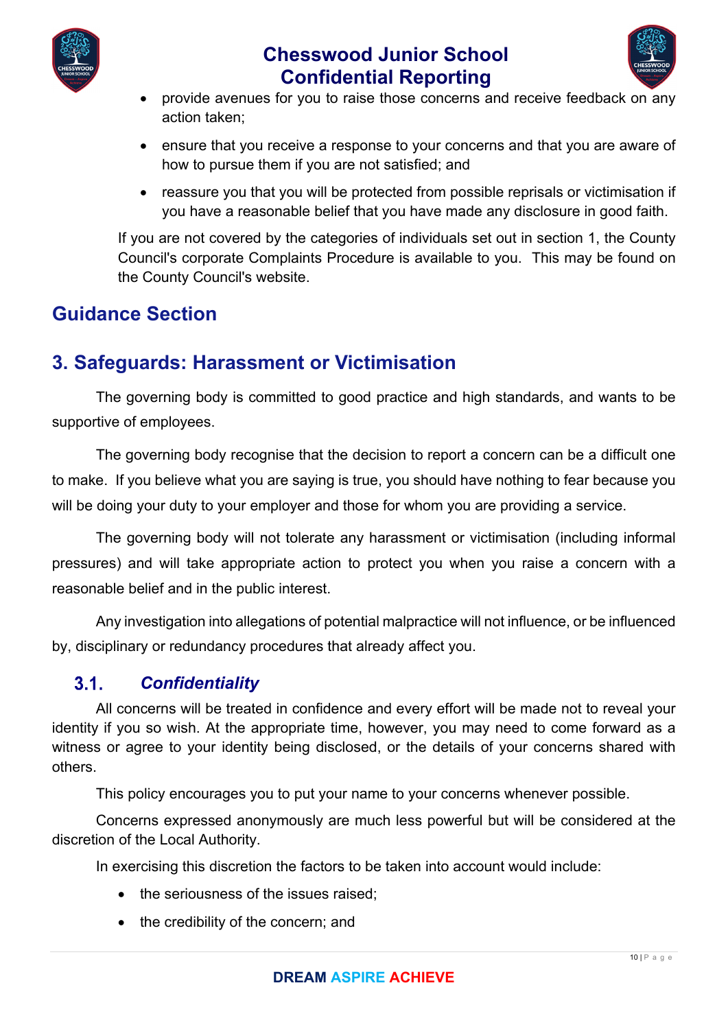- provide avenues for you to raise those concerns and receive feedback on any action taken;
- ensure that you receive a response to your concerns and that you are aware of how to pursue them if you are not satisfied; and
- reassure you that you will be protected from possible reprisals or victimisation if you have a reasonable belief that you have made any disclosure in good faith.

If you are not covered by the categories of individuals set out in section 1, the County Council's corporate Complaints Procedure is available to you. This may be found on the County Council's website.

# Guidance Section

## 3. Safeguards: Harassment or Victimisation

The governing body is committed to good practice and high standards, and wants to be supportive of employees.

The governing body recognise that the decision to report a concern can be a difficult one to make. If you believe what you are saying is true, you should have nothing to fear because you will be doing your duty to your employer and those for whom you are providing a service.

The governing body will not tolerate any harassment or victimisation (including informal pressures) and will take appropriate action to protect you when you raise a concern with a reasonable belief and in the public interest.

Any investigation into allegations of potential malpractice will not influence, or be influenced by, disciplinary or redundancy procedures that already affect you.

### 3.1. *Confidentiality*

All concerns will be treated in confidence and every effort will be made not to reveal your identity if you so wish. At the appropriate time, however, you may need to come forward as a witness or agree to your identity being disclosed, or the details of your concerns shared with others.

This policy encourages you to put your name to your concerns whenever possible.

Concerns expressed anonymously are much less powerful but will be considered at the discretion of the Local Authority.

In exercising this discretion the factors to be taken into account would include:

- the seriousness of the issues raised;
- the credibility of the concern; and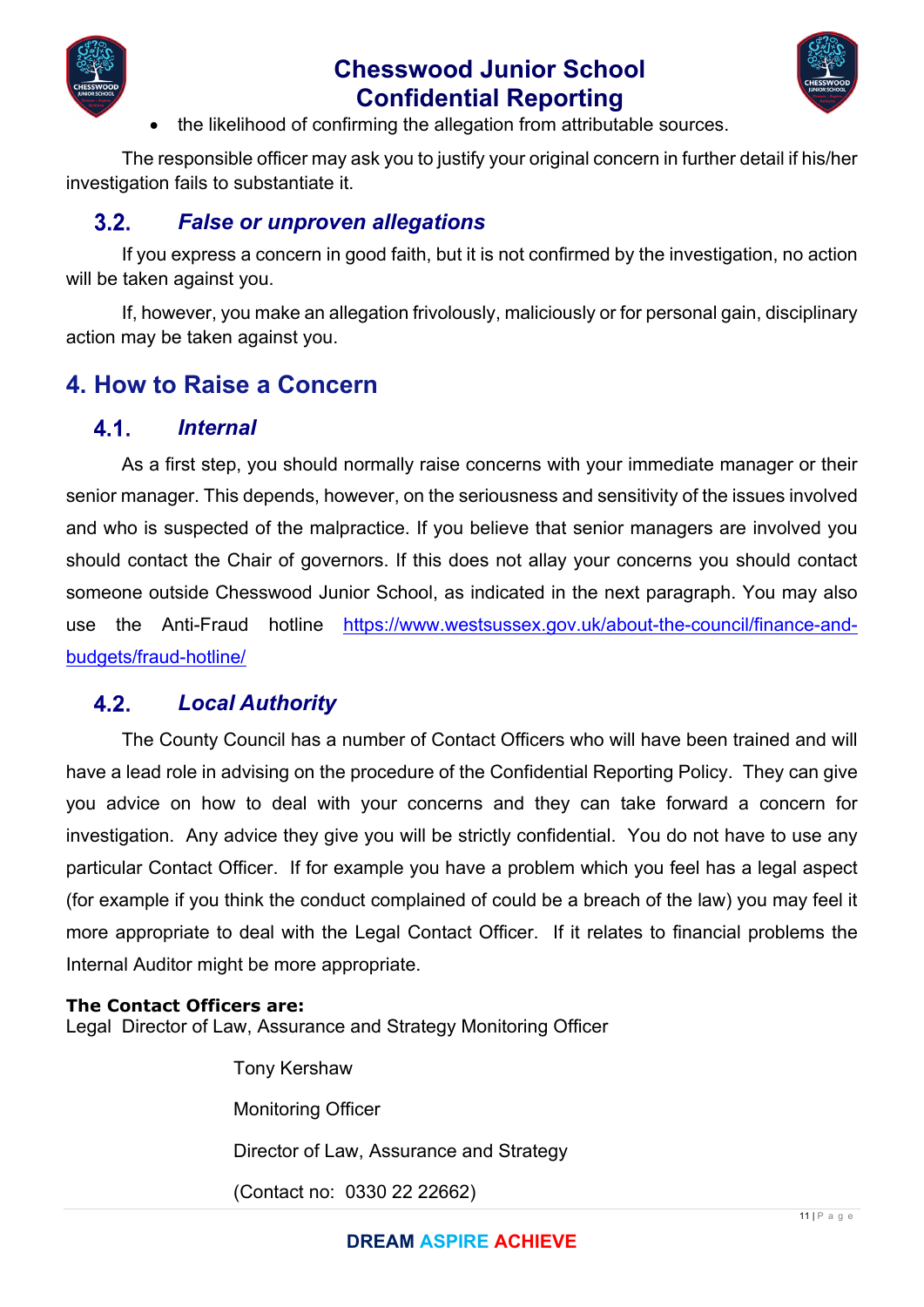- the likelihood of confirming the allegation from attributable sources.

The responsible officer may ask you to justify your original concern in further detail if his/her investigation fails to substantiate it.

### 3.2. *False or unproven allegations*

If you express a concern in good faith, but it is not confirmed by the investigation, no action will be taken against you.

If, however, you make an allegation frivolously, maliciously or for personal gain, disciplinary action may be taken against you.

## 4. How to Raise a Concern

### 4.1. *Internal*

As a first step, you should normally raise concerns with your immediate manager or their senior manager. This depends, however, on the seriousness and sensitivity of the issues involved and who is suspected of the malpractice. If you believe that senior managers are involved you should contact the Chair of governors. If this does not allay your concerns you should contact someone outside Chesswood Junior School, as indicated in the next paragraph. You may also use the Anti-Fraud hotline [https://www.westsussex.gov.uk/about-the-council/finance-and-budgets/fraud-hotline/](https://www.westsussex.gov.uk/about-the-council/finance-and-budgets/fraud-hotline/)

### 4.2. *Local Authority*

The County Council has a number of Contact Officers who will have been trained and will have a lead role in advising on the procedure of the Confidential Reporting Policy. They can give you advice on how to deal with your concerns and they can take forward a concern for investigation. Any advice they give you will be strictly confidential. You do not have to use any particular Contact Officer. If for example you have a problem which you feel has a legal aspect (for example if you think the conduct complained of could be a breach of the law) you may feel it more appropriate to deal with the Legal Contact Officer. If it relates to financial problems the Internal Auditor might be more appropriate.

**The Contact Officers are:**
Legal Director of Law, Assurance and Strategy Monitoring Officer

Tony Kershaw

Monitoring Officer

Director of Law, Assurance and Strategy

(Contact no: 0330 22 22662)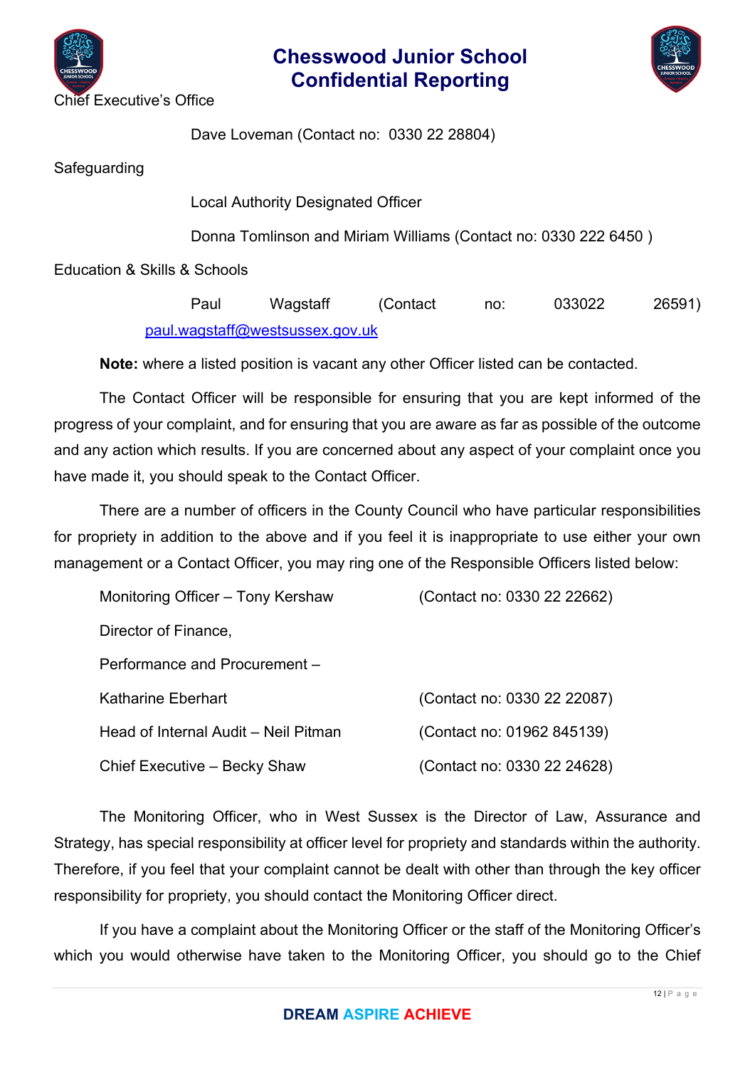Chief Executive's Office

Dave Loveman (Contact no: 0330 22 28804)

Safeguarding

Local Authority Designated Officer

Donna Tomlinson and Miriam Williams (Contact no: 0330 222 6450 )

Education & Skills & Schools

Paul Wagstaff (Contact no: 033022 26591) paul.wagstaff@westsussex.gov.uk

**Note:** where a listed position is vacant any other Officer listed can be contacted.

The Contact Officer will be responsible for ensuring that you are kept informed of the progress of your complaint, and for ensuring that you are aware as far as possible of the outcome and any action which results. If you are concerned about any aspect of your complaint once you have made it, you should speak to the Contact Officer.

There are a number of officers in the County Council who have particular responsibilities for propriety in addition to the above and if you feel it is inappropriate to use either your own management or a Contact Officer, you may ring one of the Responsible Officers listed below:

Monitoring Officer – Tony Kershaw (Contact no: 0330 22 22662)

Director of Finance, Performance and Procurement – Katharine Eberhart (Contact no: 0330 22 22087)

Head of Internal Audit – Neil Pitman (Contact no: 01962 845139)

Chief Executive – Becky Shaw (Contact no: 0330 22 24628)

The Monitoring Officer, who in West Sussex is the Director of Law, Assurance and Strategy, has special responsibility at officer level for propriety and standards within the authority. Therefore, if you feel that your complaint cannot be dealt with other than through the key officer responsibility for propriety, you should contact the Monitoring Officer direct.

If you have a complaint about the Monitoring Officer or the staff of the Monitoring Officer's which you would otherwise have taken to the Monitoring Officer, you should go to the Chief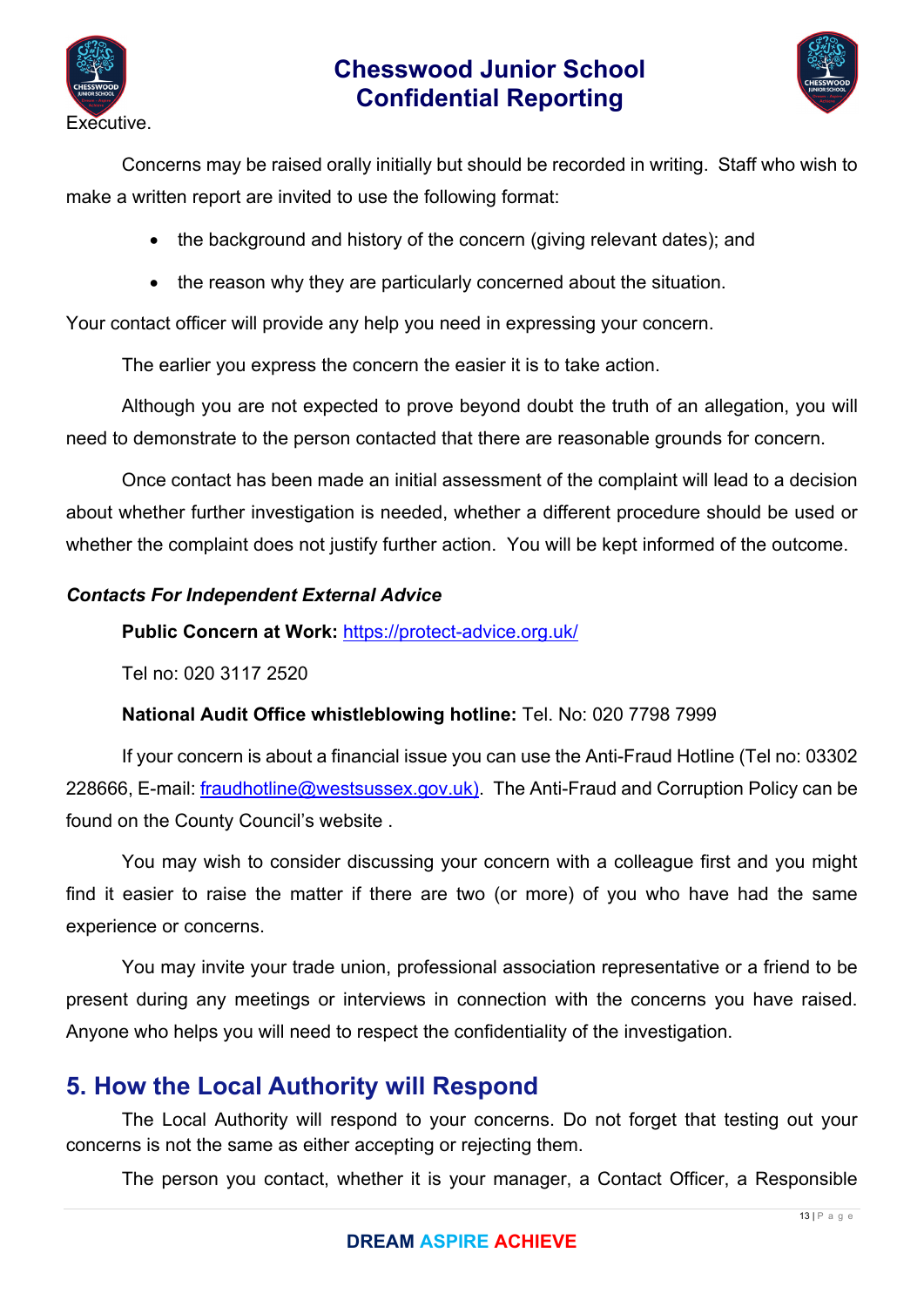Executive.

Concerns may be raised orally initially but should be recorded in writing. Staff who wish to make a written report are invited to use the following format:

- the background and history of the concern (giving relevant dates); and
- the reason why they are particularly concerned about the situation.

Your contact officer will provide any help you need in expressing your concern.

The earlier you express the concern the easier it is to take action.

Although you are not expected to prove beyond doubt the truth of an allegation, you will need to demonstrate to the person contacted that there are reasonable grounds for concern.

Once contact has been made an initial assessment of the complaint will lead to a decision about whether further investigation is needed, whether a different procedure should be used or whether the complaint does not justify further action. You will be kept informed of the outcome.

***Contacts For Independent External Advice***

**Public Concern at Work:** https://protect-advice.org.uk/

Tel no: 020 3117 2520

**National Audit Office whistleblowing hotline:** Tel. No: 020 7798 7999

If your concern is about a financial issue you can use the Anti-Fraud Hotline (Tel no: 03302 228666, E-mail: fraudhotline@westsussex.gov.uk). The Anti-Fraud and Corruption Policy can be found on the County Council's website .

You may wish to consider discussing your concern with a colleague first and you might find it easier to raise the matter if there are two (or more) of you who have had the same experience or concerns.

You may invite your trade union, professional association representative or a friend to be present during any meetings or interviews in connection with the concerns you have raised. Anyone who helps you will need to respect the confidentiality of the investigation.

## 5. How the Local Authority will Respond

The Local Authority will respond to your concerns. Do not forget that testing out your concerns is not the same as either accepting or rejecting them.

The person you contact, whether it is your manager, a Contact Officer, a Responsible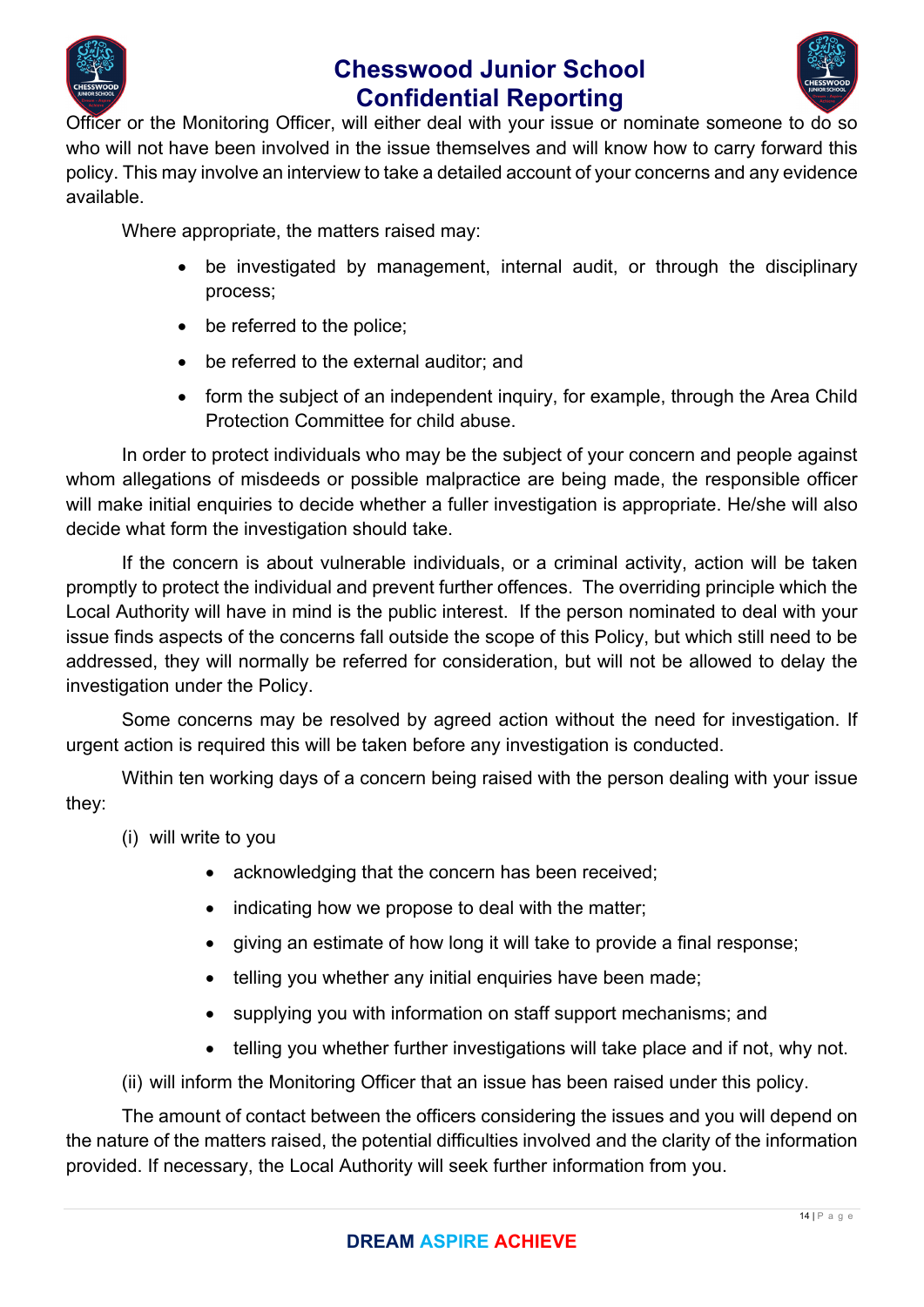Officer or the Monitoring Officer, will either deal with your issue or nominate someone to do so who will not have been involved in the issue themselves and will know how to carry forward this policy. This may involve an interview to take a detailed account of your concerns and any evidence available.

Where appropriate, the matters raised may:

- be investigated by management, internal audit, or through the disciplinary process;
- be referred to the police;
- be referred to the external auditor; and
- form the subject of an independent inquiry, for example, through the Area Child Protection Committee for child abuse.

In order to protect individuals who may be the subject of your concern and people against whom allegations of misdeeds or possible malpractice are being made, the responsible officer will make initial enquiries to decide whether a fuller investigation is appropriate. He/she will also decide what form the investigation should take.

If the concern is about vulnerable individuals, or a criminal activity, action will be taken promptly to protect the individual and prevent further offences. The overriding principle which the Local Authority will have in mind is the public interest. If the person nominated to deal with your issue finds aspects of the concerns fall outside the scope of this Policy, but which still need to be addressed, they will normally be referred for consideration, but will not be allowed to delay the investigation under the Policy.

Some concerns may be resolved by agreed action without the need for investigation. If urgent action is required this will be taken before any investigation is conducted.

Within ten working days of a concern being raised with the person dealing with your issue they:

(i) will write to you

- acknowledging that the concern has been received;
- indicating how we propose to deal with the matter;
- giving an estimate of how long it will take to provide a final response;
- telling you whether any initial enquiries have been made;
- supplying you with information on staff support mechanisms; and
- telling you whether further investigations will take place and if not, why not.

(ii) will inform the Monitoring Officer that an issue has been raised under this policy.

The amount of contact between the officers considering the issues and you will depend on the nature of the matters raised, the potential difficulties involved and the clarity of the information provided. If necessary, the Local Authority will seek further information from you.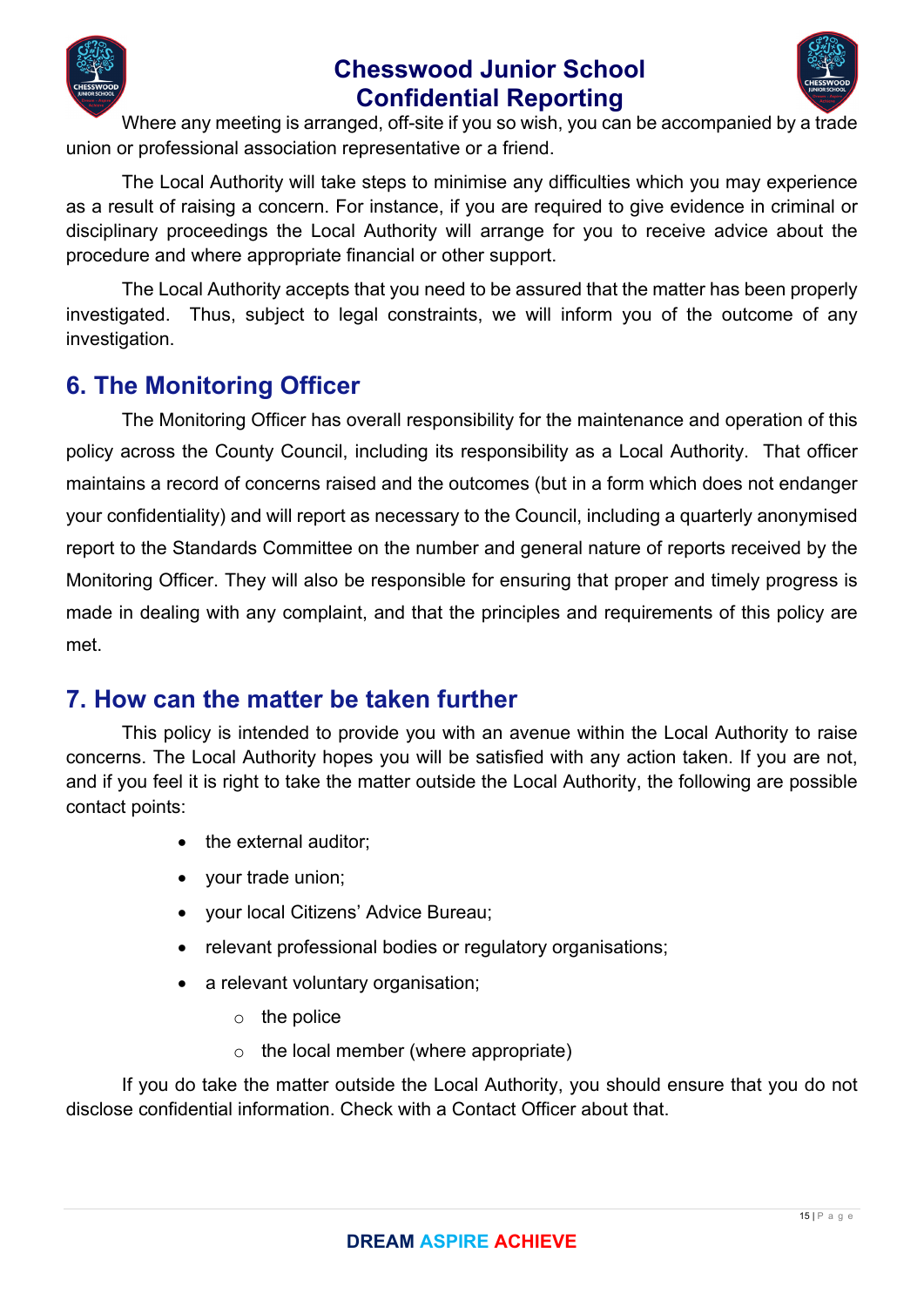Where any meeting is arranged, off-site if you so wish, you can be accompanied by a trade union or professional association representative or a friend.

The Local Authority will take steps to minimise any difficulties which you may experience as a result of raising a concern. For instance, if you are required to give evidence in criminal or disciplinary proceedings the Local Authority will arrange for you to receive advice about the procedure and where appropriate financial or other support.

The Local Authority accepts that you need to be assured that the matter has been properly investigated. Thus, subject to legal constraints, we will inform you of the outcome of any investigation.

## 6. The Monitoring Officer

The Monitoring Officer has overall responsibility for the maintenance and operation of this policy across the County Council, including its responsibility as a Local Authority. That officer maintains a record of concerns raised and the outcomes (but in a form which does not endanger your confidentiality) and will report as necessary to the Council, including a quarterly anonymised report to the Standards Committee on the number and general nature of reports received by the Monitoring Officer. They will also be responsible for ensuring that proper and timely progress is made in dealing with any complaint, and that the principles and requirements of this policy are met.

## 7. How can the matter be taken further

This policy is intended to provide you with an avenue within the Local Authority to raise concerns. The Local Authority hopes you will be satisfied with any action taken. If you are not, and if you feel it is right to take the matter outside the Local Authority, the following are possible contact points:

- the external auditor;
- your trade union;
- your local Citizens' Advice Bureau;
- relevant professional bodies or regulatory organisations;
- a relevant voluntary organisation;
    - the police
    - the local member (where appropriate)

If you do take the matter outside the Local Authority, you should ensure that you do not disclose confidential information. Check with a Contact Officer about that.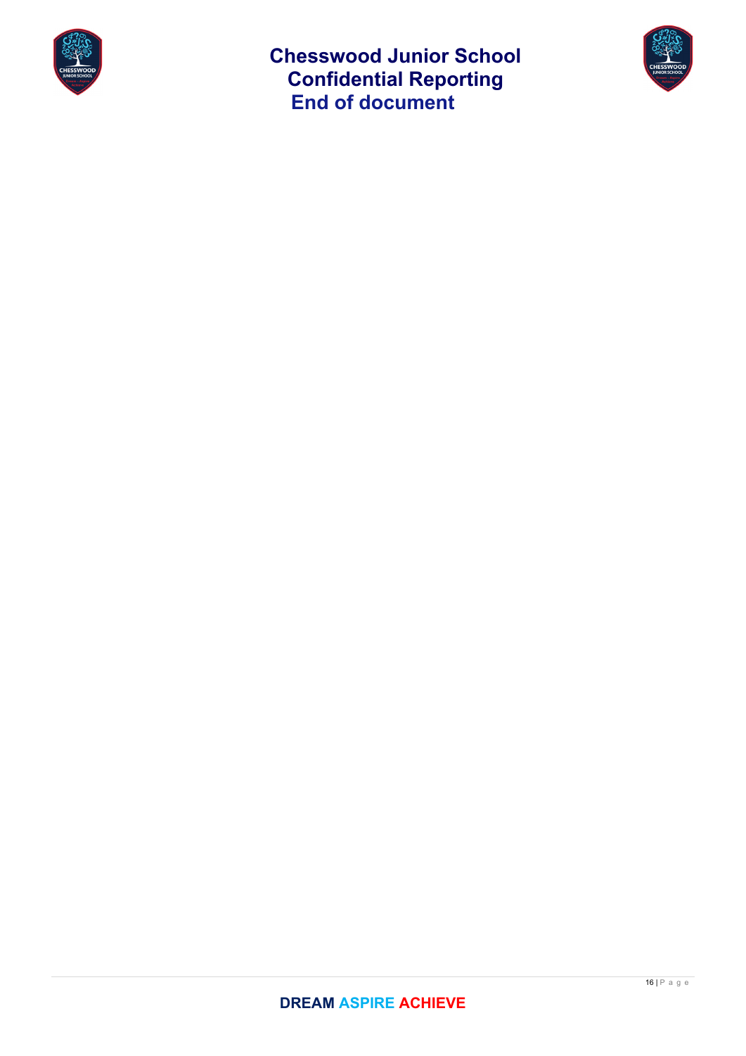**End of document**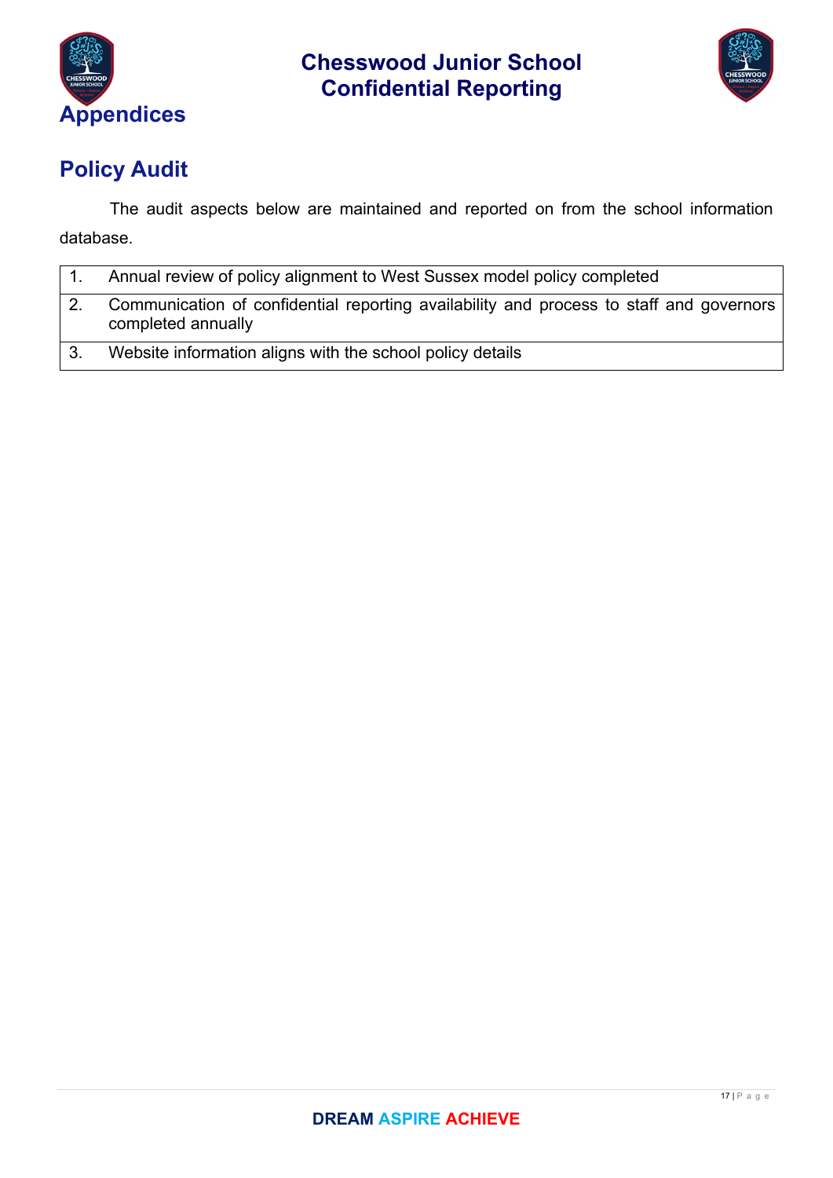# Appendices

## Policy Audit

The audit aspects below are maintained and reported on from the school information database.

| | |
|---|---|
| 1. | Annual review of policy alignment to West Sussex model policy completed |
| 2. | Communication of confidential reporting availability and process to staff and governors completed annually |
| 3. | Website information aligns with the school policy details |